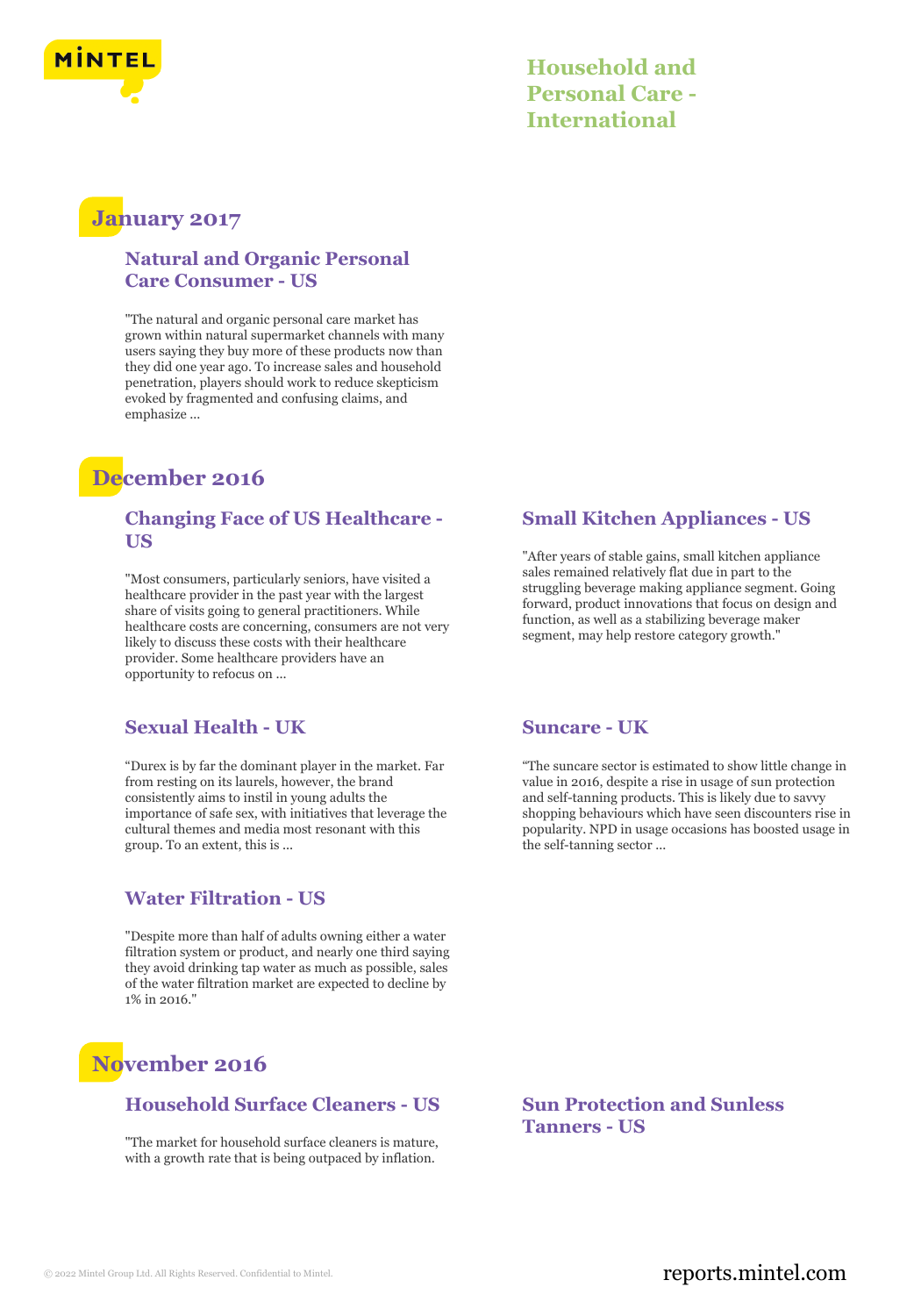# Household and Personal Care - International

## January 2017

### Natural and Organic Personal Care Consumer - US

"The natural and organic personal care market has grown within natural supermarket channels with many users saying they buy more of these products now than they did one year ago. To increase sales and household penetration, players should work to reduce skepticism evoked by fragmented and confusing claims, and emphasize ...

## December 2016

### Changing Face of US Healthcare - US

"Most consumers, particularly seniors, have visited a healthcare provider in the past year with the largest share of visits going to general practitioners. While healthcare costs are concerning, consumers are not very likely to discuss these costs with their healthcare provider. Some healthcare providers have an opportunity to refocus on ...

### Small Kitchen Appliances - US

"After years of stable gains, small kitchen appliance sales remained relatively flat due in part to the struggling beverage making appliance segment. Going forward, product innovations that focus on design and function, as well as a stabilizing beverage maker segment, may help restore category growth."

### Sexual Health - UK

"Durex is by far the dominant player in the market. Far from resting on its laurels, however, the brand consistently aims to instil in young adults the importance of safe sex, with initiatives that leverage the cultural themes and media most resonant with this group. To an extent, this is ...

### Suncare - UK

"The suncare sector is estimated to show little change in value in 2016, despite a rise in usage of sun protection and self-tanning products. This is likely due to savvy shopping behaviours which have seen discounters rise in popularity. NPD in usage occasions has boosted usage in the self-tanning sector ...

### Water Filtration - US

"Despite more than half of adults owning either a water filtration system or product, and nearly one third saying they avoid drinking tap water as much as possible, sales of the water filtration market are expected to decline by 1% in 2016."

## November 2016

### Household Surface Cleaners - US

"The market for household surface cleaners is mature, with a growth rate that is being outpaced by inflation.

### Sun Protection and Sunless Tanners - US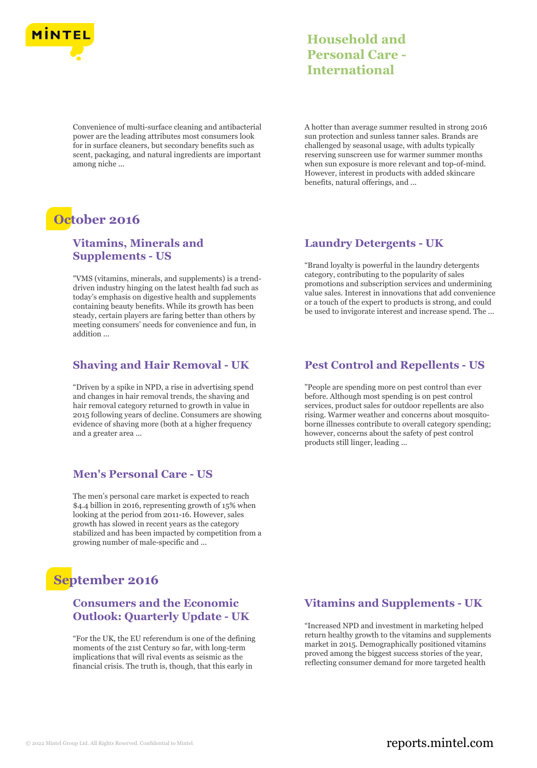Convenience of multi-surface cleaning and antibacterial power are the leading attributes most consumers look for in surface cleaners, but secondary benefits such as scent, packaging, and natural ingredients are important among niche ...

A hotter than average summer resulted in strong 2016 sun protection and sunless tanner sales. Brands are challenged by seasonal usage, with adults typically reserving sunscreen use for warmer summer months when sun exposure is more relevant and top-of-mind. However, interest in products with added skincare benefits, natural offerings, and ...

## October 2016

### Vitamins, Minerals and Supplements - US

"VMS (vitamins, minerals, and supplements) is a trend-driven industry hinging on the latest health fad such as today's emphasis on digestive health and supplements containing beauty benefits. While its growth has been steady, certain players are faring better than others by meeting consumers' needs for convenience and fun, in addition ...

### Laundry Detergents - UK

"Brand loyalty is powerful in the laundry detergents category, contributing to the popularity of sales promotions and subscription services and undermining value sales. Interest in innovations that add convenience or a touch of the expert to products is strong, and could be used to invigorate interest and increase spend. The ...

### Shaving and Hair Removal - UK

"Driven by a spike in NPD, a rise in advertising spend and changes in hair removal trends, the shaving and hair removal category returned to growth in value in 2015 following years of decline. Consumers are showing evidence of shaving more (both at a higher frequency and a greater area ...

### Pest Control and Repellents - US

"People are spending more on pest control than ever before. Although most spending is on pest control services, product sales for outdoor repellents are also rising. Warmer weather and concerns about mosquito-borne illnesses contribute to overall category spending; however, concerns about the safety of pest control products still linger, leading ...

### Men's Personal Care - US

The men's personal care market is expected to reach $4.4 billion in 2016, representing growth of 15% when looking at the period from 2011-16. However, sales growth has slowed in recent years as the category stabilized and has been impacted by competition from a growing number of male-specific and ...

## September 2016

### Consumers and the Economic Outlook: Quarterly Update - UK

"For the UK, the EU referendum is one of the defining moments of the 21st Century so far, with long-term implications that will rival events as seismic as the financial crisis. The truth is, though, that this early in

### Vitamins and Supplements - UK

"Increased NPD and investment in marketing helped return healthy growth to the vitamins and supplements market in 2015. Demographically positioned vitamins proved among the biggest success stories of the year, reflecting consumer demand for more targeted health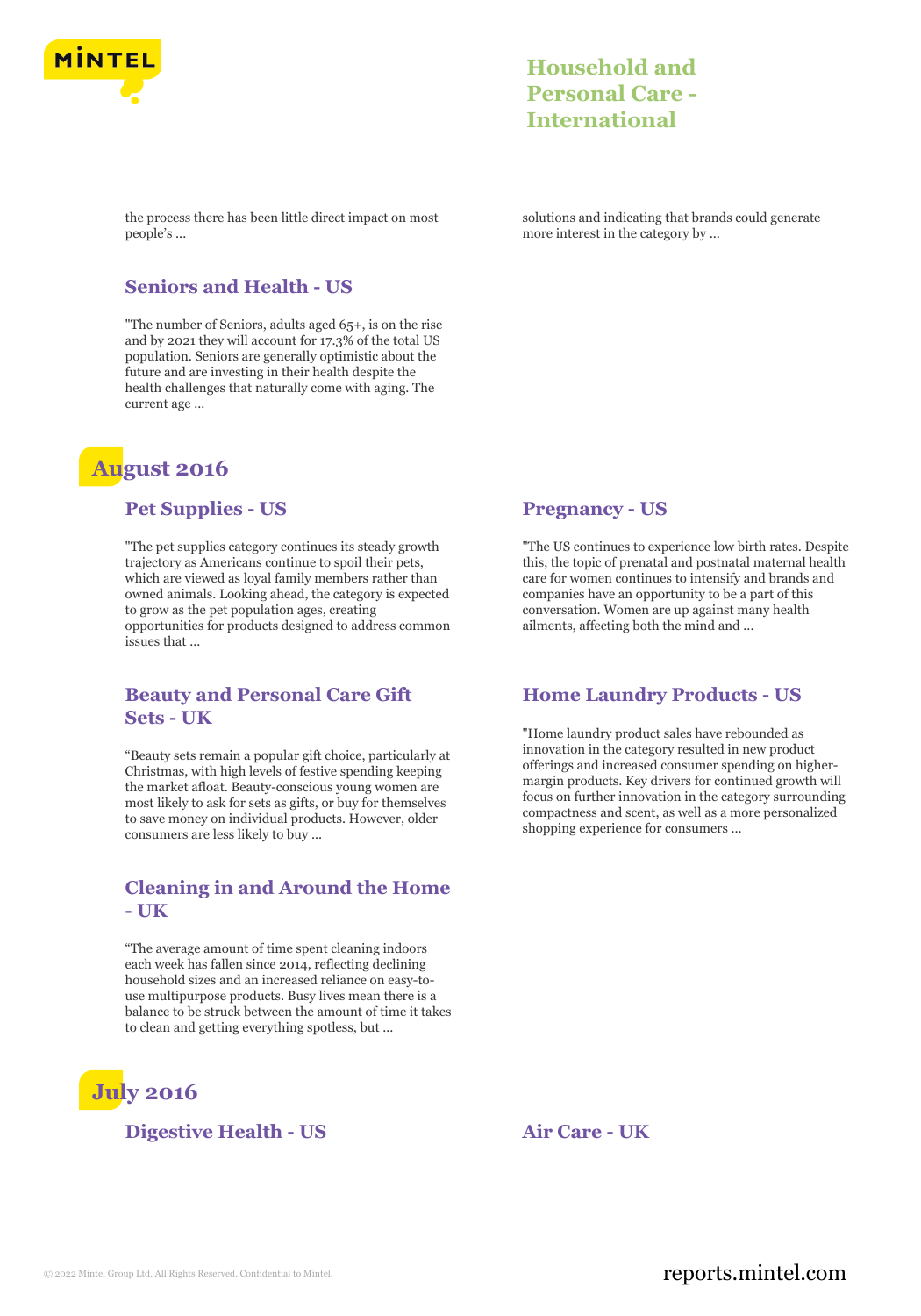the process there has been little direct impact on most people's ...

solutions and indicating that brands could generate more interest in the category by ...

### Seniors and Health - US

"The number of Seniors, adults aged 65+, is on the rise and by 2021 they will account for 17.3% of the total US population. Seniors are generally optimistic about the future and are investing in their health despite the health challenges that naturally come with aging. The current age ...

## August 2016

### Pet Supplies - US

"The pet supplies category continues its steady growth trajectory as Americans continue to spoil their pets, which are viewed as loyal family members rather than owned animals. Looking ahead, the category is expected to grow as the pet population ages, creating opportunities for products designed to address common issues that ...

### Pregnancy - US

"The US continues to experience low birth rates. Despite this, the topic of prenatal and postnatal maternal health care for women continues to intensify and brands and companies have an opportunity to be a part of this conversation. Women are up against many health ailments, affecting both the mind and ...

### Beauty and Personal Care Gift Sets - UK

"Beauty sets remain a popular gift choice, particularly at Christmas, with high levels of festive spending keeping the market afloat. Beauty-conscious young women are most likely to ask for sets as gifts, or buy for themselves to save money on individual products. However, older consumers are less likely to buy ...

### Home Laundry Products - US

"Home laundry product sales have rebounded as innovation in the category resulted in new product offerings and increased consumer spending on higher-margin products. Key drivers for continued growth will focus on further innovation in the category surrounding compactness and scent, as well as a more personalized shopping experience for consumers ...

### Cleaning in and Around the Home - UK

"The average amount of time spent cleaning indoors each week has fallen since 2014, reflecting declining household sizes and an increased reliance on easy-to-use multipurpose products. Busy lives mean there is a balance to be struck between the amount of time it takes to clean and getting everything spotless, but ...

## July 2016

### Digestive Health - US

### Air Care - UK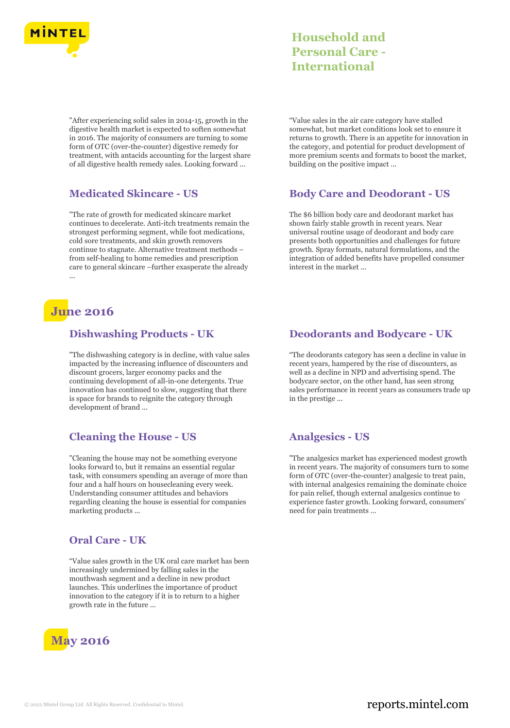"After experiencing solid sales in 2014-15, growth in the digestive health market is expected to soften somewhat in 2016. The majority of consumers are turning to some form of OTC (over-the-counter) digestive remedy for treatment, with antacids accounting for the largest share of all digestive health remedy sales. Looking forward ...

"Value sales in the air care category have stalled somewhat, but market conditions look set to ensure it returns to growth. There is an appetite for innovation in the category, and potential for product development of more premium scents and formats to boost the market, building on the positive impact ...

### Medicated Skincare - US

"The rate of growth for medicated skincare market continues to decelerate. Anti-itch treatments remain the strongest performing segment, while foot medications, cold sore treatments, and skin growth removers continue to stagnate. Alternative treatment methods – from self-healing to home remedies and prescription care to general skincare –further exasperate the already ...

### Body Care and Deodorant - US

The $6 billion body care and deodorant market has shown fairly stable growth in recent years. Near universal routine usage of deodorant and body care presents both opportunities and challenges for future growth. Spray formats, natural formulations, and the integration of added benefits have propelled consumer interest in the market ...

## June 2016

### Dishwashing Products - UK

"The dishwashing category is in decline, with value sales impacted by the increasing influence of discounters and discount grocers, larger economy packs and the continuing development of all-in-one detergents. True innovation has continued to slow, suggesting that there is space for brands to reignite the category through development of brand ...

### Deodorants and Bodycare - UK

"The deodorants category has seen a decline in value in recent years, hampered by the rise of discounters, as well as a decline in NPD and advertising spend. The bodycare sector, on the other hand, has seen strong sales performance in recent years as consumers trade up in the prestige ...

### Cleaning the House - US

"Cleaning the house may not be something everyone looks forward to, but it remains an essential regular task, with consumers spending an average of more than four and a half hours on housecleaning every week. Understanding consumer attitudes and behaviors regarding cleaning the house is essential for companies marketing products ...

### Analgesics - US

"The analgesics market has experienced modest growth in recent years. The majority of consumers turn to some form of OTC (over-the-counter) analgesic to treat pain, with internal analgesics remaining the dominate choice for pain relief, though external analgesics continue to experience faster growth. Looking forward, consumers' need for pain treatments ...

### Oral Care - UK

"Value sales growth in the UK oral care market has been increasingly undermined by falling sales in the mouthwash segment and a decline in new product launches. This underlines the importance of product innovation to the category if it is to return to a higher growth rate in the future ...

## May 2016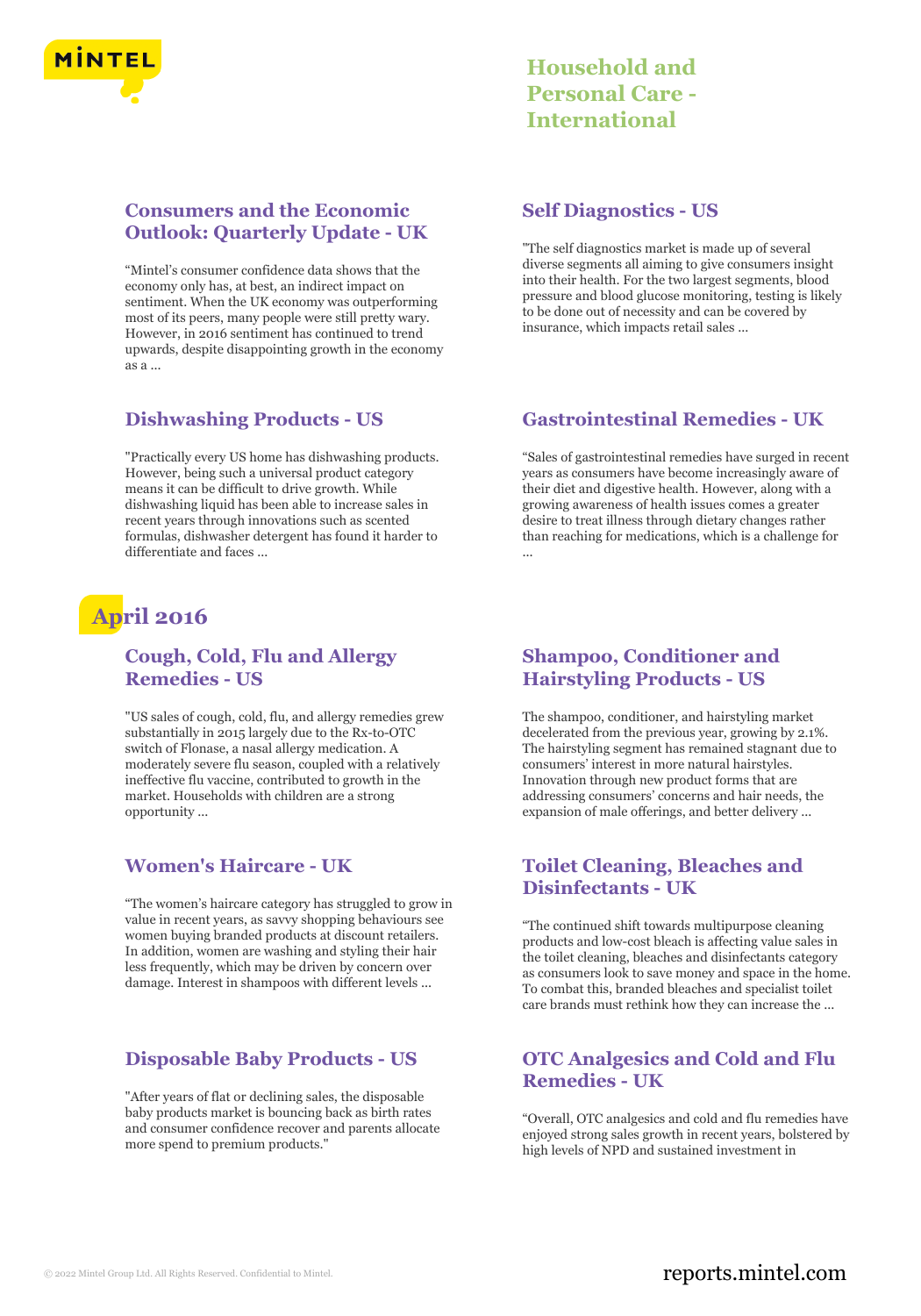## Consumers and the Economic Outlook: Quarterly Update - UK

"Mintel's consumer confidence data shows that the economy only has, at best, an indirect impact on sentiment. When the UK economy was outperforming most of its peers, many people were still pretty wary. However, in 2016 sentiment has continued to trend upwards, despite disappointing growth in the economy as a ...

## Self Diagnostics - US

"The self diagnostics market is made up of several diverse segments all aiming to give consumers insight into their health. For the two largest segments, blood pressure and blood glucose monitoring, testing is likely to be done out of necessity and can be covered by insurance, which impacts retail sales ...

## Dishwashing Products - US

"Practically every US home has dishwashing products. However, being such a universal product category means it can be difficult to drive growth. While dishwashing liquid has been able to increase sales in recent years through innovations such as scented formulas, dishwasher detergent has found it harder to differentiate and faces ...

## Gastrointestinal Remedies - UK

"Sales of gastrointestinal remedies have surged in recent years as consumers have become increasingly aware of their diet and digestive health. However, along with a growing awareness of health issues comes a greater desire to treat illness through dietary changes rather than reaching for medications, which is a challenge for ...

# April 2016

## Cough, Cold, Flu and Allergy Remedies - US

"US sales of cough, cold, flu, and allergy remedies grew substantially in 2015 largely due to the Rx-to-OTC switch of Flonase, a nasal allergy medication. A moderately severe flu season, coupled with a relatively ineffective flu vaccine, contributed to growth in the market. Households with children are a strong opportunity ...

## Shampoo, Conditioner and Hairstyling Products - US

The shampoo, conditioner, and hairstyling market decelerated from the previous year, growing by 2.1%. The hairstyling segment has remained stagnant due to consumers' interest in more natural hairstyles. Innovation through new product forms that are addressing consumers' concerns and hair needs, the expansion of male offerings, and better delivery ...

## Women's Haircare - UK

"The women's haircare category has struggled to grow in value in recent years, as savvy shopping behaviours see women buying branded products at discount retailers. In addition, women are washing and styling their hair less frequently, which may be driven by concern over damage. Interest in shampoos with different levels ...

## Toilet Cleaning, Bleaches and Disinfectants - UK

"The continued shift towards multipurpose cleaning products and low-cost bleach is affecting value sales in the toilet cleaning, bleaches and disinfectants category as consumers look to save money and space in the home. To combat this, branded bleaches and specialist toilet care brands must rethink how they can increase the ...

## Disposable Baby Products - US

"After years of flat or declining sales, the disposable baby products market is bouncing back as birth rates and consumer confidence recover and parents allocate more spend to premium products."

## OTC Analgesics and Cold and Flu Remedies - UK

"Overall, OTC analgesics and cold and flu remedies have enjoyed strong sales growth in recent years, bolstered by high levels of NPD and sustained investment in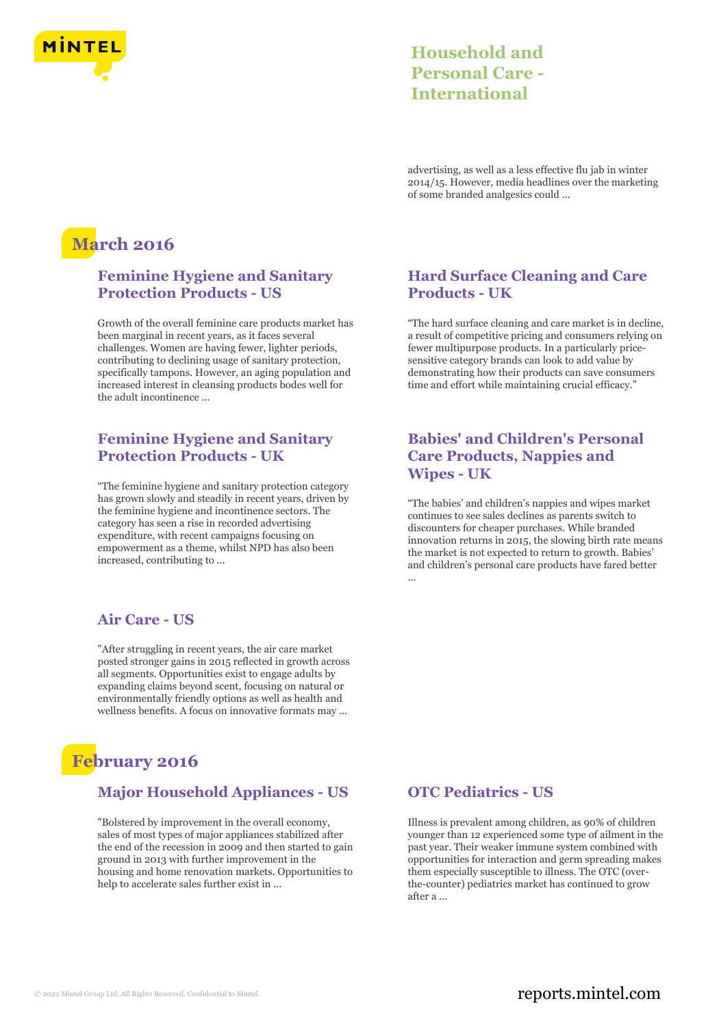advertising, as well as a less effective flu jab in winter 2014/15. However, media headlines over the marketing of some branded analgesics could ...

## March 2016

### Feminine Hygiene and Sanitary Protection Products - US

Growth of the overall feminine care products market has been marginal in recent years, as it faces several challenges. Women are having fewer, lighter periods, contributing to declining usage of sanitary protection, specifically tampons. However, an aging population and increased interest in cleansing products bodes well for the adult incontinence ...

### Feminine Hygiene and Sanitary Protection Products - UK

"The feminine hygiene and sanitary protection category has grown slowly and steadily in recent years, driven by the feminine hygiene and incontinence sectors. The category has seen a rise in recorded advertising expenditure, with recent campaigns focusing on empowerment as a theme, whilst NPD has also been increased, contributing to ...

### Air Care - US

"After struggling in recent years, the air care market posted stronger gains in 2015 reflected in growth across all segments. Opportunities exist to engage adults by expanding claims beyond scent, focusing on natural or environmentally friendly options as well as health and wellness benefits. A focus on innovative formats may ...

### Hard Surface Cleaning and Care Products - UK

"The hard surface cleaning and care market is in decline, a result of competitive pricing and consumers relying on fewer multipurpose products. In a particularly price-sensitive category brands can look to add value by demonstrating how their products can save consumers time and effort while maintaining crucial efficacy."

### Babies' and Children's Personal Care Products, Nappies and Wipes - UK

"The babies' and children's nappies and wipes market continues to see sales declines as parents switch to discounters for cheaper purchases. While branded innovation returns in 2015, the slowing birth rate means the market is not expected to return to growth. Babies' and children's personal care products have fared better ...

## February 2016

### Major Household Appliances - US

"Bolstered by improvement in the overall economy, sales of most types of major appliances stabilized after the end of the recession in 2009 and then started to gain ground in 2013 with further improvement in the housing and home renovation markets. Opportunities to help to accelerate sales further exist in ...

### OTC Pediatrics - US

Illness is prevalent among children, as 90% of children younger than 12 experienced some type of ailment in the past year. Their weaker immune system combined with opportunities for interaction and germ spreading makes them especially susceptible to illness. The OTC (over-the-counter) pediatrics market has continued to grow after a ...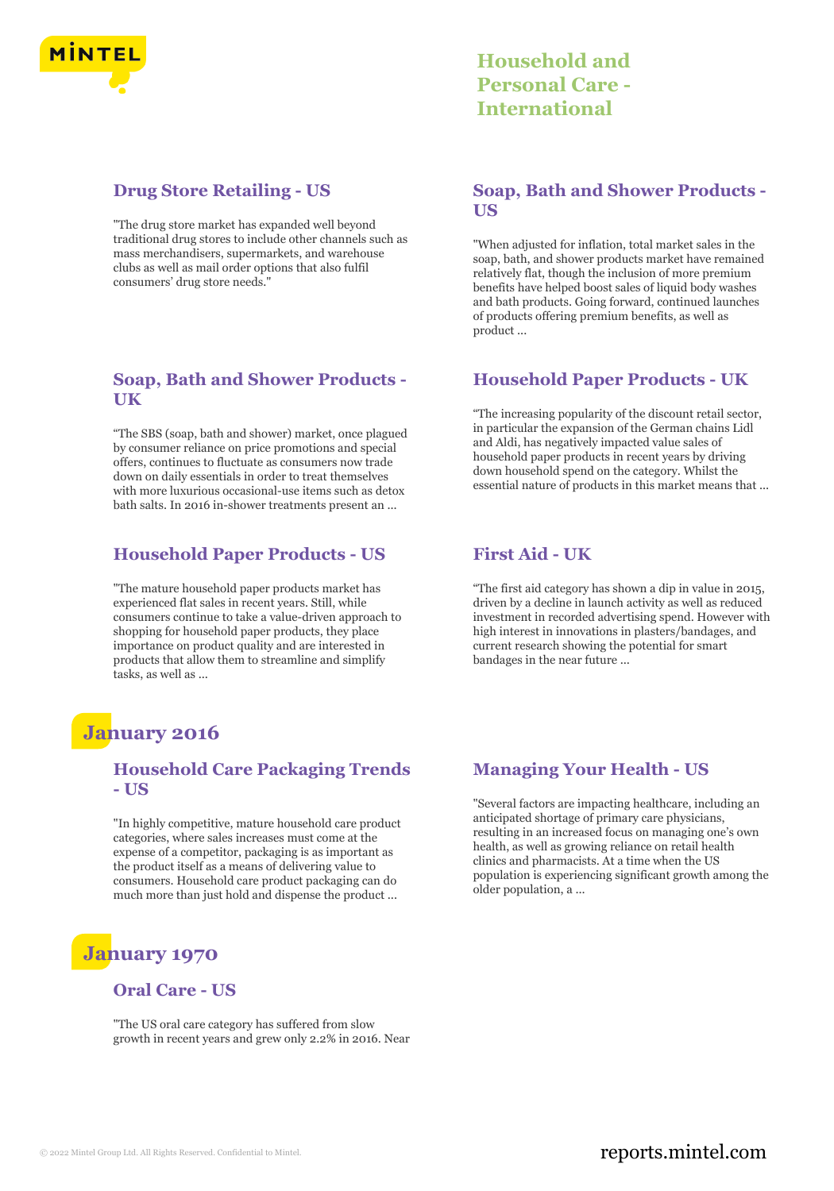# Household and Personal Care - International

### Drug Store Retailing - US

"The drug store market has expanded well beyond traditional drug stores to include other channels such as mass merchandisers, supermarkets, and warehouse clubs as well as mail order options that also fulfil consumers' drug store needs."

### Soap, Bath and Shower Products - US

"When adjusted for inflation, total market sales in the soap, bath, and shower products market have remained relatively flat, though the inclusion of more premium benefits have helped boost sales of liquid body washes and bath products. Going forward, continued launches of products offering premium benefits, as well as product ...

### Soap, Bath and Shower Products - UK

"The SBS (soap, bath and shower) market, once plagued by consumer reliance on price promotions and special offers, continues to fluctuate as consumers now trade down on daily essentials in order to treat themselves with more luxurious occasional-use items such as detox bath salts. In 2016 in-shower treatments present an ...

### Household Paper Products - UK

"The increasing popularity of the discount retail sector, in particular the expansion of the German chains Lidl and Aldi, has negatively impacted value sales of household paper products in recent years by driving down household spend on the category. Whilst the essential nature of products in this market means that ...

### Household Paper Products - US

"The mature household paper products market has experienced flat sales in recent years. Still, while consumers continue to take a value-driven approach to shopping for household paper products, they place importance on product quality and are interested in products that allow them to streamline and simplify tasks, as well as ...

### First Aid - UK

"The first aid category has shown a dip in value in 2015, driven by a decline in launch activity as well as reduced investment in recorded advertising spend. However with high interest in innovations in plasters/bandages, and current research showing the potential for smart bandages in the near future ...

## January 2016

### Household Care Packaging Trends - US

"In highly competitive, mature household care product categories, where sales increases must come at the expense of a competitor, packaging is as important as the product itself as a means of delivering value to consumers. Household care product packaging can do much more than just hold and dispense the product ...

### Managing Your Health - US

"Several factors are impacting healthcare, including an anticipated shortage of primary care physicians, resulting in an increased focus on managing one's own health, as well as growing reliance on retail health clinics and pharmacists. At a time when the US population is experiencing significant growth among the older population, a ...

## January 1970

### Oral Care - US

"The US oral care category has suffered from slow growth in recent years and grew only 2.2% in 2016. Near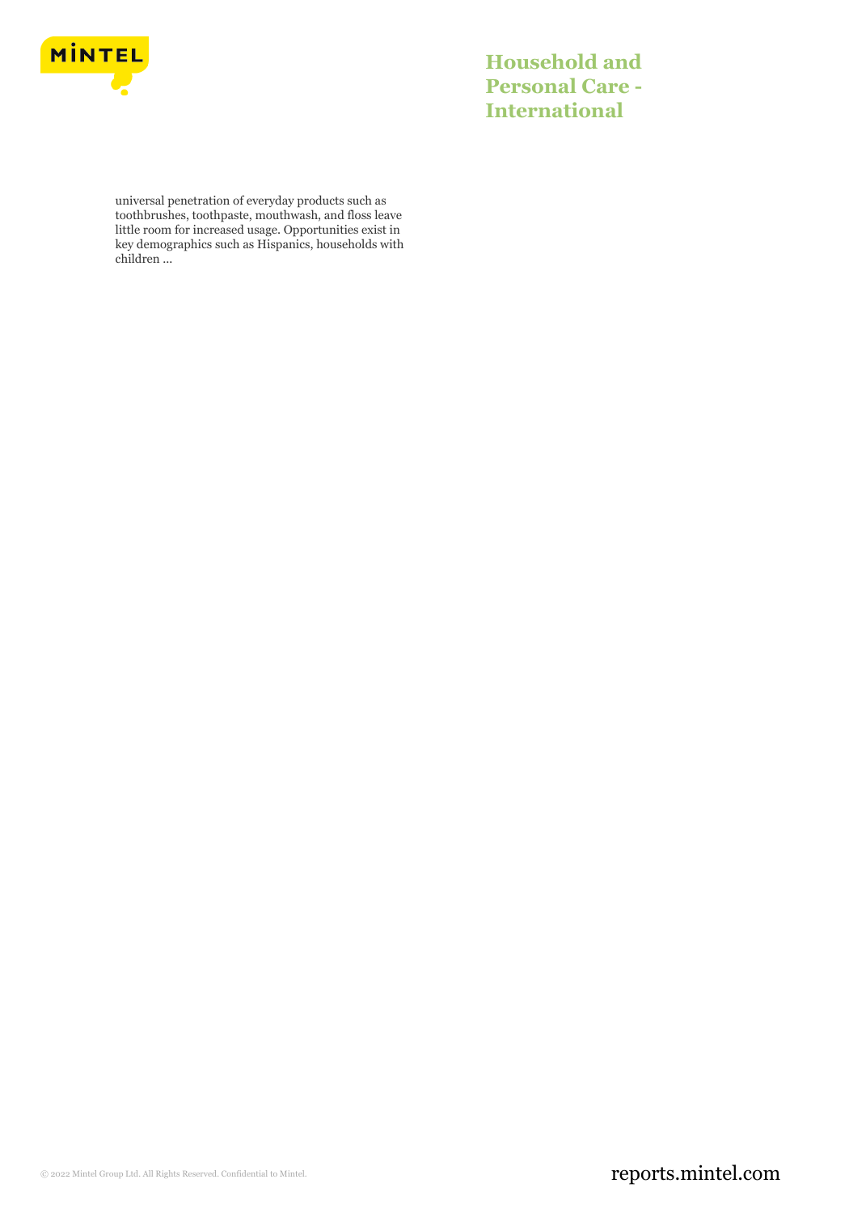universal penetration of everyday products such as toothbrushes, toothpaste, mouthwash, and floss leave little room for increased usage. Opportunities exist in key demographics such as Hispanics, households with children ...